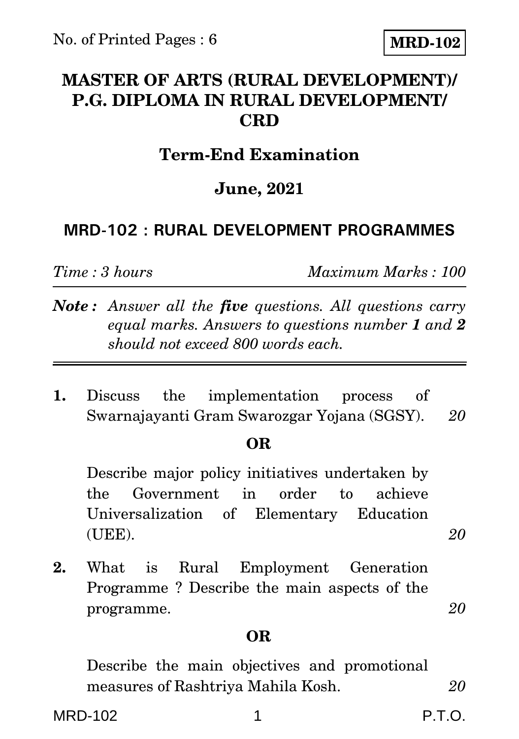No. of Printed Pages : 6

**MRD-102**

# MASTER OF ARTS (RURAL DEVELOPMENT)/ P.G. DIPLOMA IN RURAL DEVELOPMENT/ CRD

## Term-End Examination

## June, 2021

## MRD-102 : RURAL DEVELOPMENT PROGRAMMES

*Time : 3 hours* *Maximum Marks : 100*

***Note :*** *Answer all the **five** questions. All questions carry equal marks. Answers to questions number **1** and **2** should not exceed 800 words each.*

---

**1.** Discuss the implementation process of Swarnajayanti Gram Swarozgar Yojana (SGSY). *20*

**OR**

Describe major policy initiatives undertaken by the Government in order to achieve Universalization of Elementary Education (UEE). *20*

**2.** What is Rural Employment Generation Programme ? Describe the main aspects of the programme. *20*

**OR**

Describe the main objectives and promotional measures of Rashtriya Mahila Kosh. *20*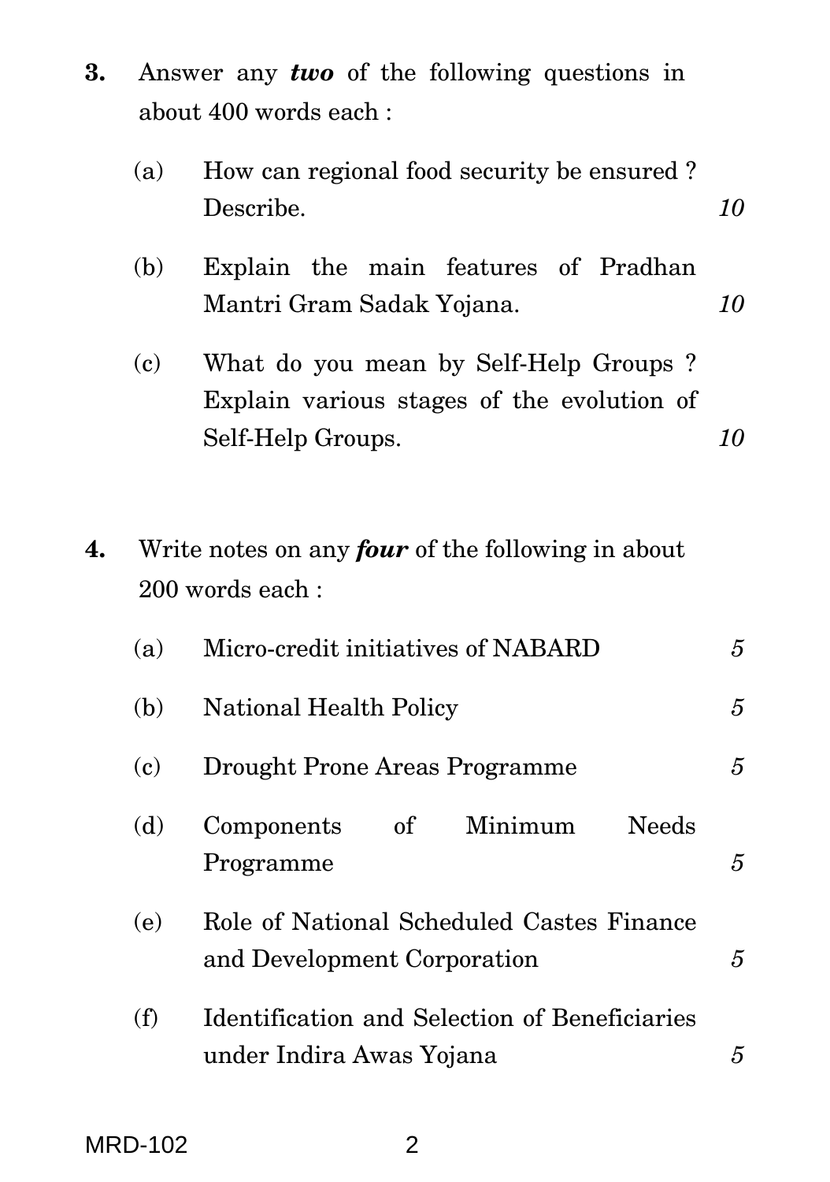**3.** Answer any ***two*** of the following questions in about 400 words each :

(a) How can regional food security be ensured ? Describe. *10*

(b) Explain the main features of Pradhan Mantri Gram Sadak Yojana. *10*

(c) What do you mean by Self-Help Groups ? Explain various stages of the evolution of Self-Help Groups. *10*

**4.** Write notes on any ***four*** of the following in about 200 words each :

(a) Micro-credit initiatives of NABARD *5*

(b) National Health Policy *5*

(c) Drought Prone Areas Programme *5*

(d) Components of Minimum Needs Programme *5*

(e) Role of National Scheduled Castes Finance and Development Corporation *5*

(f) Identification and Selection of Beneficiaries under Indira Awas Yojana *5*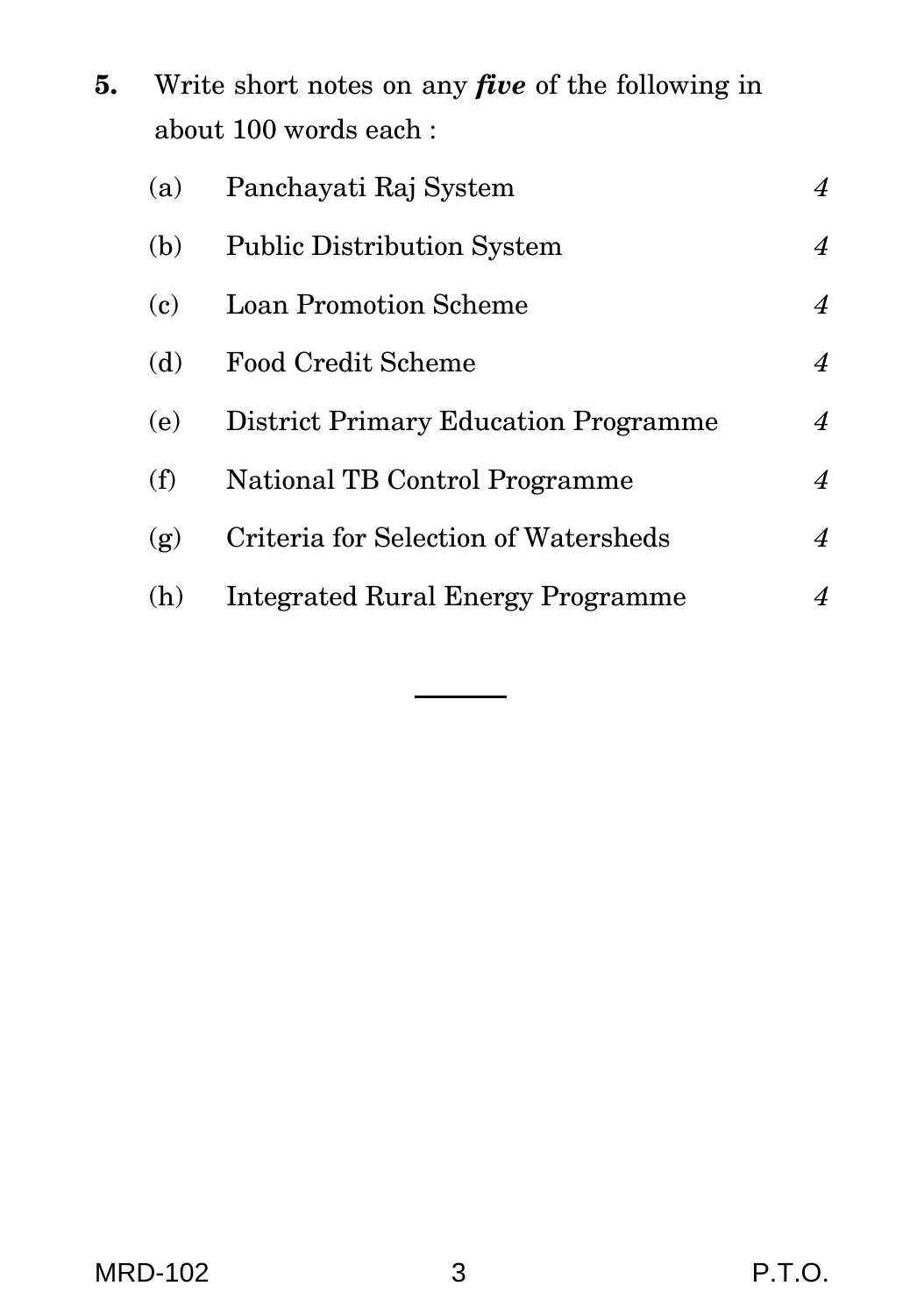**5.** Write short notes on any ***five*** of the following in about 100 words each :

(a) Panchayati Raj System *4*

(b) Public Distribution System *4*

(c) Loan Promotion Scheme *4*

(d) Food Credit Scheme *4*

(e) District Primary Education Programme *4*

(f) National TB Control Programme *4*

(g) Criteria for Selection of Watersheds *4*

(h) Integrated Rural Energy Programme *4*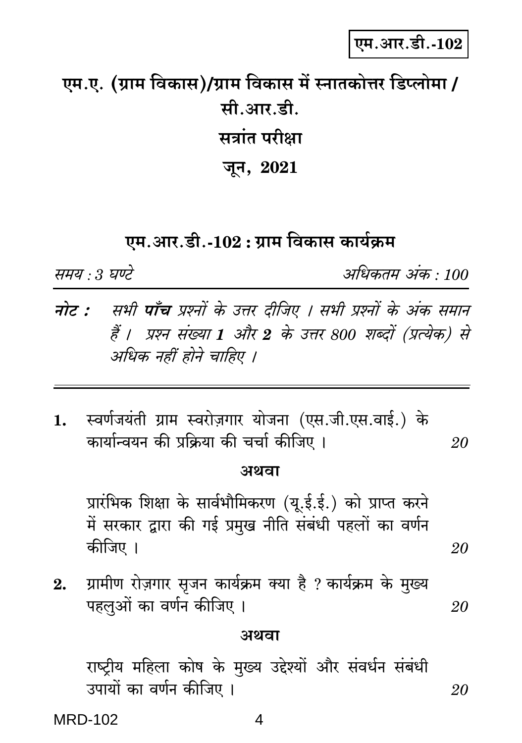एम.आर.डी.-102

# एम.ए. (ग्राम विकास)/ग्राम विकास में स्नातकोत्तर डिप्लोमा / सी.आर.डी.

## सत्रांत परीक्षा

## जून, 2021

## एम.आर.डी.-102 : ग्राम विकास कार्यक्रम

*समय : 3 घण्टे* *अधिकतम अंक : 100*

***नोट :*** *सभी **पाँच** प्रश्नों के उत्तर दीजिए । सभी प्रश्नों के अंक समान हैं । प्रश्न संख्या **1** और **2** के उत्तर 800 शब्दों (प्रत्येक) से अधिक नहीं होने चाहिए ।*

---

1. स्वर्णजयंती ग्राम स्वरोज़गार योजना (एस.जी.एस.वाई.) के कार्यान्वयन की प्रक्रिया की चर्चा कीजिए । *20*

**अथवा**

प्रारंभिक शिक्षा के सार्वभौमिकरण (यू.ई.ई.) को प्राप्त करने में सरकार द्वारा की गई प्रमुख नीति संबंधी पहलों का वर्णन कीजिए । *20*

2. ग्रामीण रोज़गार सृजन कार्यक्रम क्या है ? कार्यक्रम के मुख्य पहलुओं का वर्णन कीजिए । *20*

**अथवा**

राष्ट्रीय महिला कोष के मुख्य उद्देश्यों और संवर्धन संबंधी उपायों का वर्णन कीजिए । *20*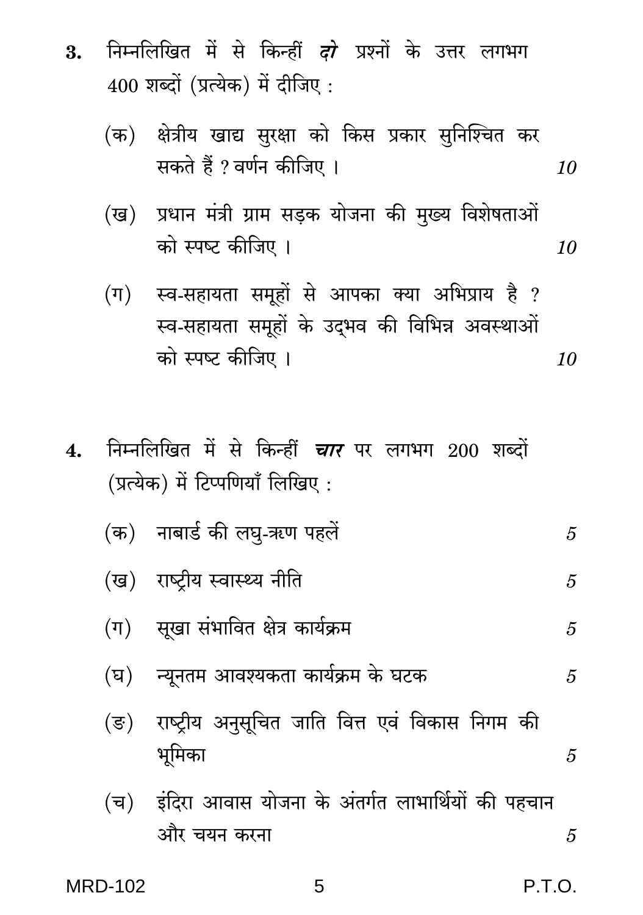3. निम्नलिखित में से किन्हीं ***दो*** प्रश्नों के उत्तर लगभग 400 शब्दों (प्रत्येक) में दीजिए :

   (क) क्षेत्रीय खाद्य सुरक्षा को किस प्रकार सुनिश्चित कर सकते हैं ? वर्णन कीजिए । *10*

   (ख) प्रधान मंत्री ग्राम सड़क योजना की मुख्य विशेषताओं को स्पष्ट कीजिए । *10*

   (ग) स्व-सहायता समूहों से आपका क्या अभिप्राय है ? स्व-सहायता समूहों के उद्‌भव की विभिन्न अवस्थाओं को स्पष्ट कीजिए । *10*

4. निम्नलिखित में से किन्हीं ***चार*** पर लगभग 200 शब्दों (प्रत्येक) में टिप्पणियाँ लिखिए :

   (क) नाबार्ड की लघु-ऋण पहलें *5*

   (ख) राष्ट्रीय स्वास्थ्य नीति *5*

   (ग) सूखा संभावित क्षेत्र कार्यक्रम *5*

   (घ) न्यूनतम आवश्यकता कार्यक्रम के घटक *5*

   (ङ) राष्ट्रीय अनुसूचित जाति वित्त एवं विकास निगम की भूमिका *5*

   (च) इंदिरा आवास योजना के अंतर्गत लाभार्थियों की पहचान और चयन करना *5*

MRD-102 P.T.O.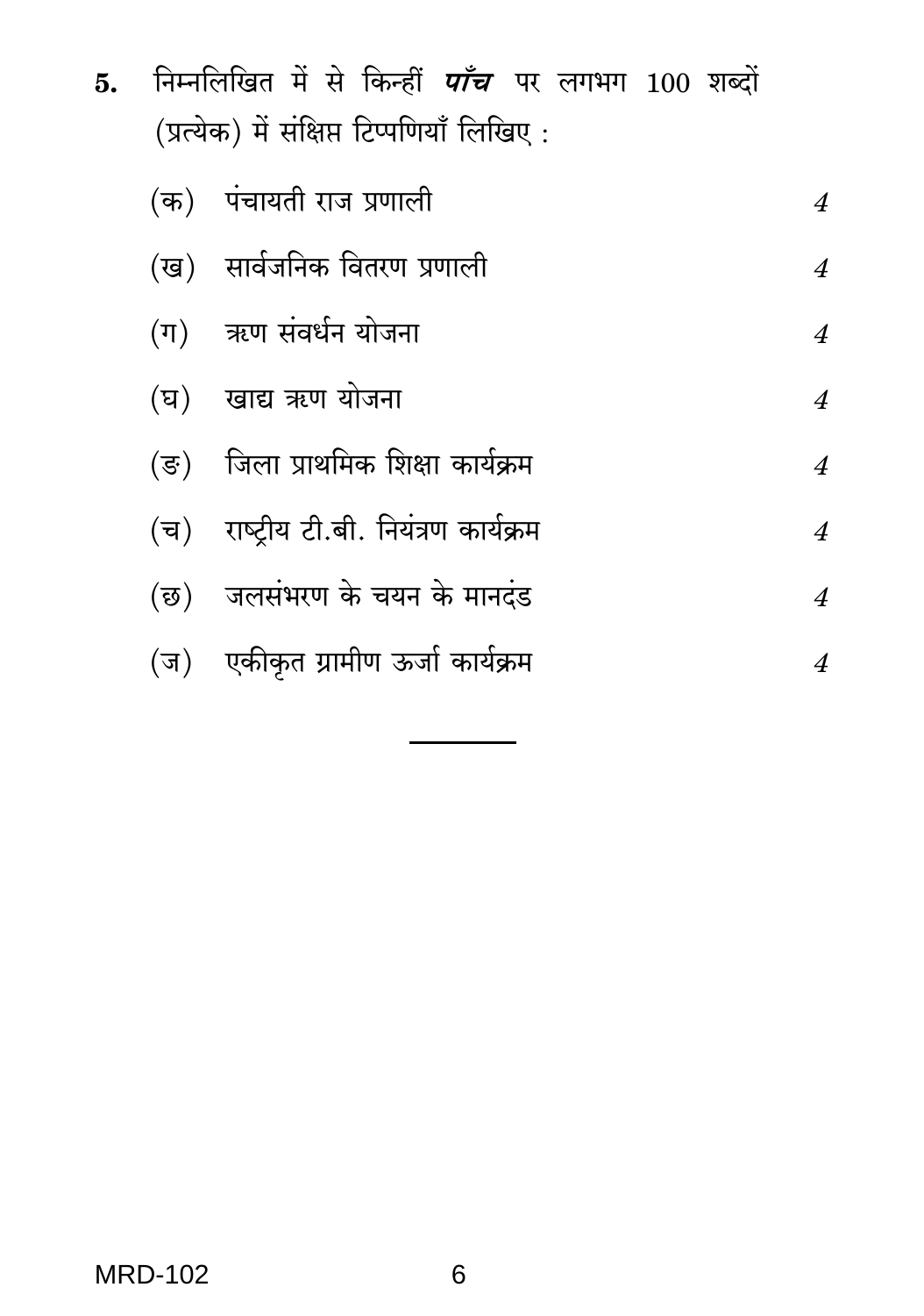**5.** निम्नलिखित में से किन्हीं ***पाँच*** पर लगभग 100 शब्दों (प्रत्येक) में संक्षिप्त टिप्पणियाँ लिखिए :

(क) पंचायती राज प्रणाली — *4*

(ख) सार्वजनिक वितरण प्रणाली — *4*

(ग) ऋण संवर्धन योजना — *4*

(घ) खाद्य ऋण योजना — *4*

(ङ) जिला प्राथमिक शिक्षा कार्यक्रम — *4*

(च) राष्ट्रीय टी.बी. नियंत्रण कार्यक्रम — *4*

(छ) जलसंभरण के चयन के मानदंड — *4*

(ज) एकीकृत ग्रामीण ऊर्जा कार्यक्रम — *4*

---

MRD-102